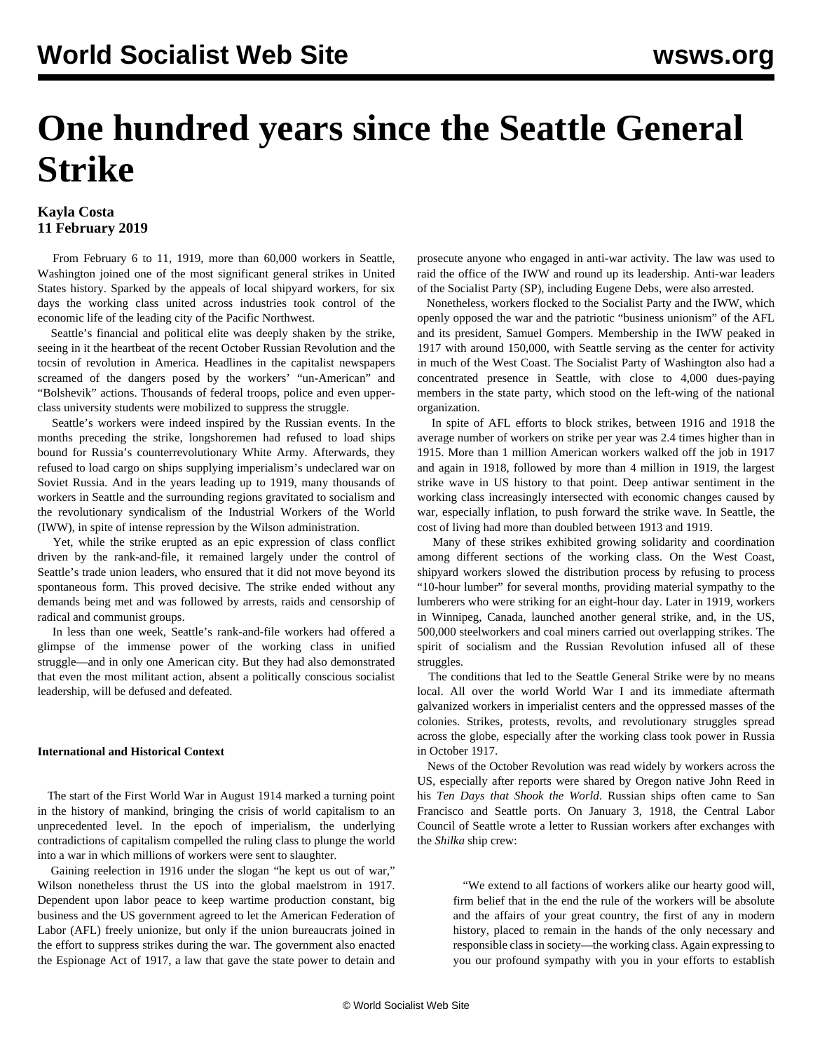# One hundred years since the Seattle General Strike

**Kayla Costa**
**11 February 2019**

From February 6 to 11, 1919, more than 60,000 workers in Seattle, Washington joined one of the most significant general strikes in United States history. Sparked by the appeals of local shipyard workers, for six days the working class united across industries took control of the economic life of the leading city of the Pacific Northwest.

Seattle's financial and political elite was deeply shaken by the strike, seeing in it the heartbeat of the recent October Russian Revolution and the tocsin of revolution in America. Headlines in the capitalist newspapers screamed of the dangers posed by the workers' "un-American" and "Bolshevik" actions. Thousands of federal troops, police and even upper-class university students were mobilized to suppress the struggle.

Seattle's workers were indeed inspired by the Russian events. In the months preceding the strike, longshoremen had refused to load ships bound for Russia's counterrevolutionary White Army. Afterwards, they refused to load cargo on ships supplying imperialism's undeclared war on Soviet Russia. And in the years leading up to 1919, many thousands of workers in Seattle and the surrounding regions gravitated to socialism and the revolutionary syndicalism of the Industrial Workers of the World (IWW), in spite of intense repression by the Wilson administration.

Yet, while the strike erupted as an epic expression of class conflict driven by the rank-and-file, it remained largely under the control of Seattle's trade union leaders, who ensured that it did not move beyond its spontaneous form. This proved decisive. The strike ended without any demands being met and was followed by arrests, raids and censorship of radical and communist groups.

In less than one week, Seattle's rank-and-file workers had offered a glimpse of the immense power of the working class in unified struggle—and in only one American city. But they had also demonstrated that even the most militant action, absent a politically conscious socialist leadership, will be defused and defeated.

**International and Historical Context**

The start of the First World War in August 1914 marked a turning point in the history of mankind, bringing the crisis of world capitalism to an unprecedented level. In the epoch of imperialism, the underlying contradictions of capitalism compelled the ruling class to plunge the world into a war in which millions of workers were sent to slaughter.

Gaining reelection in 1916 under the slogan "he kept us out of war," Wilson nonetheless thrust the US into the global maelstrom in 1917. Dependent upon labor peace to keep wartime production constant, big business and the US government agreed to let the American Federation of Labor (AFL) freely unionize, but only if the union bureaucrats joined in the effort to suppress strikes during the war. The government also enacted the Espionage Act of 1917, a law that gave the state power to detain and prosecute anyone who engaged in anti-war activity. The law was used to raid the office of the IWW and round up its leadership. Anti-war leaders of the Socialist Party (SP), including Eugene Debs, were also arrested.

Nonetheless, workers flocked to the Socialist Party and the IWW, which openly opposed the war and the patriotic "business unionism" of the AFL and its president, Samuel Gompers. Membership in the IWW peaked in 1917 with around 150,000, with Seattle serving as the center for activity in much of the West Coast. The Socialist Party of Washington also had a concentrated presence in Seattle, with close to 4,000 dues-paying members in the state party, which stood on the left-wing of the national organization.

In spite of AFL efforts to block strikes, between 1916 and 1918 the average number of workers on strike per year was 2.4 times higher than in 1915. More than 1 million American workers walked off the job in 1917 and again in 1918, followed by more than 4 million in 1919, the largest strike wave in US history to that point. Deep antiwar sentiment in the working class increasingly intersected with economic changes caused by war, especially inflation, to push forward the strike wave. In Seattle, the cost of living had more than doubled between 1913 and 1919.

Many of these strikes exhibited growing solidarity and coordination among different sections of the working class. On the West Coast, shipyard workers slowed the distribution process by refusing to process "10-hour lumber" for several months, providing material sympathy to the lumberers who were striking for an eight-hour day. Later in 1919, workers in Winnipeg, Canada, launched another general strike, and, in the US, 500,000 steelworkers and coal miners carried out overlapping strikes. The spirit of socialism and the Russian Revolution infused all of these struggles.

The conditions that led to the Seattle General Strike were by no means local. All over the world World War I and its immediate aftermath galvanized workers in imperialist centers and the oppressed masses of the colonies. Strikes, protests, revolts, and revolutionary struggles spread across the globe, especially after the working class took power in Russia in October 1917.

News of the October Revolution was read widely by workers across the US, especially after reports were shared by Oregon native John Reed in his *Ten Days that Shook the World*. Russian ships often came to San Francisco and Seattle ports. On January 3, 1918, the Central Labor Council of Seattle wrote a letter to Russian workers after exchanges with the *Shilka* ship crew:

> "We extend to all factions of workers alike our hearty good will, firm belief that in the end the rule of the workers will be absolute and the affairs of your great country, the first of any in modern history, placed to remain in the hands of the only necessary and responsible class in society—the working class. Again expressing to you our profound sympathy with you in your efforts to establish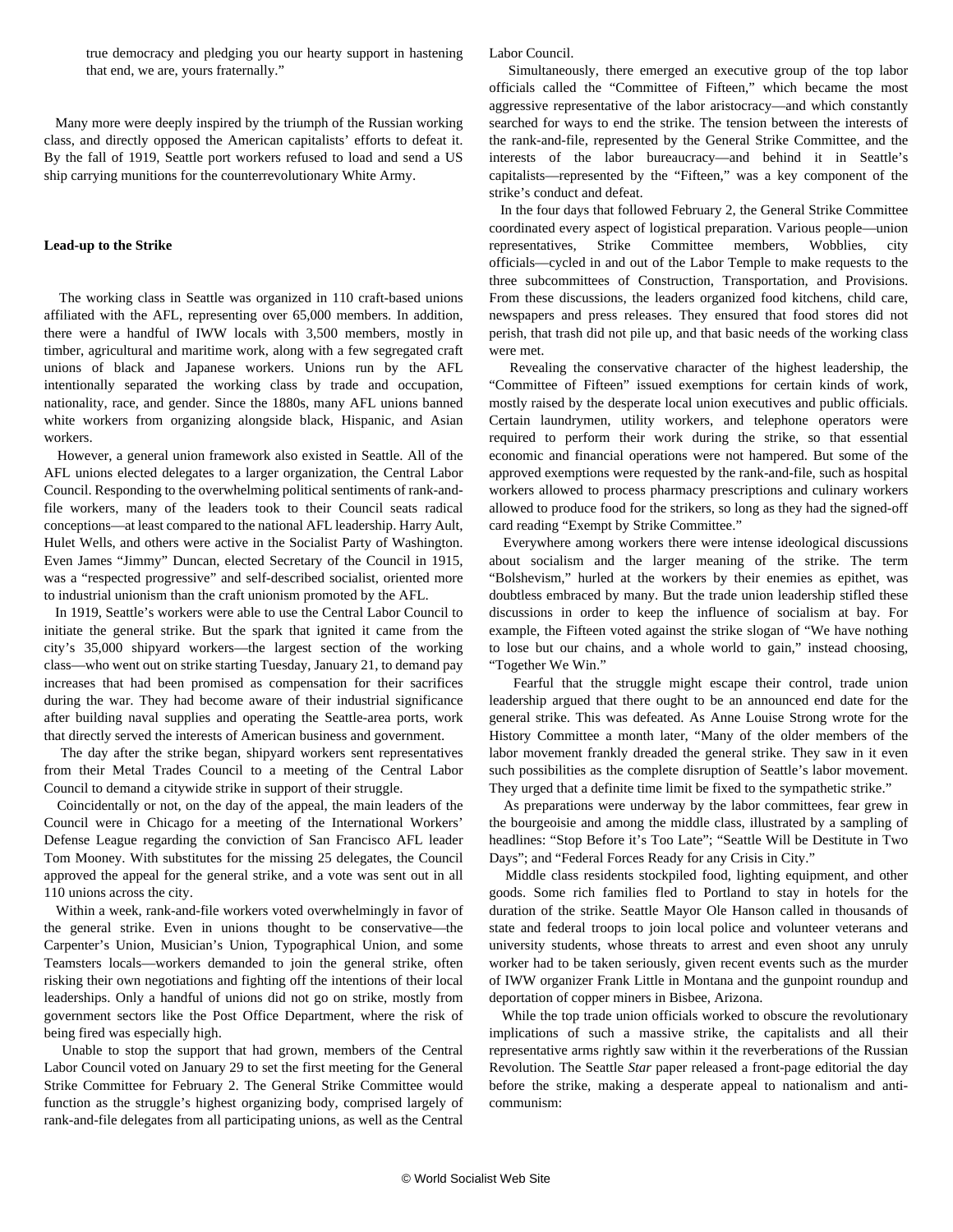true democracy and pledging you our hearty support in hastening that end, we are, yours fraternally."

Many more were deeply inspired by the triumph of the Russian working class, and directly opposed the American capitalists' efforts to defeat it. By the fall of 1919, Seattle port workers refused to load and send a US ship carrying munitions for the counterrevolutionary White Army.

**Lead-up to the Strike**

The working class in Seattle was organized in 110 craft-based unions affiliated with the AFL, representing over 65,000 members. In addition, there were a handful of IWW locals with 3,500 members, mostly in timber, agricultural and maritime work, along with a few segregated craft unions of black and Japanese workers. Unions run by the AFL intentionally separated the working class by trade and occupation, nationality, race, and gender. Since the 1880s, many AFL unions banned white workers from organizing alongside black, Hispanic, and Asian workers.

However, a general union framework also existed in Seattle. All of the AFL unions elected delegates to a larger organization, the Central Labor Council. Responding to the overwhelming political sentiments of rank-and-file workers, many of the leaders took to their Council seats radical conceptions—at least compared to the national AFL leadership. Harry Ault, Hulet Wells, and others were active in the Socialist Party of Washington. Even James "Jimmy" Duncan, elected Secretary of the Council in 1915, was a "respected progressive" and self-described socialist, oriented more to industrial unionism than the craft unionism promoted by the AFL.

In 1919, Seattle's workers were able to use the Central Labor Council to initiate the general strike. But the spark that ignited it came from the city's 35,000 shipyard workers—the largest section of the working class—who went out on strike starting Tuesday, January 21, to demand pay increases that had been promised as compensation for their sacrifices during the war. They had become aware of their industrial significance after building naval supplies and operating the Seattle-area ports, work that directly served the interests of American business and government.

The day after the strike began, shipyard workers sent representatives from their Metal Trades Council to a meeting of the Central Labor Council to demand a citywide strike in support of their struggle.

Coincidentally or not, on the day of the appeal, the main leaders of the Council were in Chicago for a meeting of the International Workers' Defense League regarding the conviction of San Francisco AFL leader Tom Mooney. With substitutes for the missing 25 delegates, the Council approved the appeal for the general strike, and a vote was sent out in all 110 unions across the city.

Within a week, rank-and-file workers voted overwhelmingly in favor of the general strike. Even in unions thought to be conservative—the Carpenter's Union, Musician's Union, Typographical Union, and some Teamsters locals—workers demanded to join the general strike, often risking their own negotiations and fighting off the intentions of their local leaderships. Only a handful of unions did not go on strike, mostly from government sectors like the Post Office Department, where the risk of being fired was especially high.

Unable to stop the support that had grown, members of the Central Labor Council voted on January 29 to set the first meeting for the General Strike Committee for February 2. The General Strike Committee would function as the struggle's highest organizing body, comprised largely of rank-and-file delegates from all participating unions, as well as the Central Labor Council.

Simultaneously, there emerged an executive group of the top labor officials called the "Committee of Fifteen," which became the most aggressive representative of the labor aristocracy—and which constantly searched for ways to end the strike. The tension between the interests of the rank-and-file, represented by the General Strike Committee, and the interests of the labor bureaucracy—and behind it in Seattle's capitalists—represented by the "Fifteen," was a key component of the strike's conduct and defeat.

In the four days that followed February 2, the General Strike Committee coordinated every aspect of logistical preparation. Various people—union representatives, Strike Committee members, Wobblies, city officials—cycled in and out of the Labor Temple to make requests to the three subcommittees of Construction, Transportation, and Provisions. From these discussions, the leaders organized food kitchens, child care, newspapers and press releases. They ensured that food stores did not perish, that trash did not pile up, and that basic needs of the working class were met.

Revealing the conservative character of the highest leadership, the "Committee of Fifteen" issued exemptions for certain kinds of work, mostly raised by the desperate local union executives and public officials. Certain laundrymen, utility workers, and telephone operators were required to perform their work during the strike, so that essential economic and financial operations were not hampered. But some of the approved exemptions were requested by the rank-and-file, such as hospital workers allowed to process pharmacy prescriptions and culinary workers allowed to produce food for the strikers, so long as they had the signed-off card reading "Exempt by Strike Committee."

Everywhere among workers there were intense ideological discussions about socialism and the larger meaning of the strike. The term "Bolshevism," hurled at the workers by their enemies as epithet, was doubtless embraced by many. But the trade union leadership stifled these discussions in order to keep the influence of socialism at bay. For example, the Fifteen voted against the strike slogan of "We have nothing to lose but our chains, and a whole world to gain," instead choosing, "Together We Win."

Fearful that the struggle might escape their control, trade union leadership argued that there ought to be an announced end date for the general strike. This was defeated. As Anne Louise Strong wrote for the History Committee a month later, "Many of the older members of the labor movement frankly dreaded the general strike. They saw in it even such possibilities as the complete disruption of Seattle's labor movement. They urged that a definite time limit be fixed to the sympathetic strike."

As preparations were underway by the labor committees, fear grew in the bourgeoisie and among the middle class, illustrated by a sampling of headlines: "Stop Before it's Too Late"; "Seattle Will be Destitute in Two Days"; and "Federal Forces Ready for any Crisis in City."

Middle class residents stockpiled food, lighting equipment, and other goods. Some rich families fled to Portland to stay in hotels for the duration of the strike. Seattle Mayor Ole Hanson called in thousands of state and federal troops to join local police and volunteer veterans and university students, whose threats to arrest and even shoot any unruly worker had to be taken seriously, given recent events such as the murder of IWW organizer Frank Little in Montana and the gunpoint roundup and deportation of copper miners in Bisbee, Arizona.

While the top trade union officials worked to obscure the revolutionary implications of such a massive strike, the capitalists and all their representative arms rightly saw within it the reverberations of the Russian Revolution. The Seattle *Star* paper released a front-page editorial the day before the strike, making a desperate appeal to nationalism and anti-communism: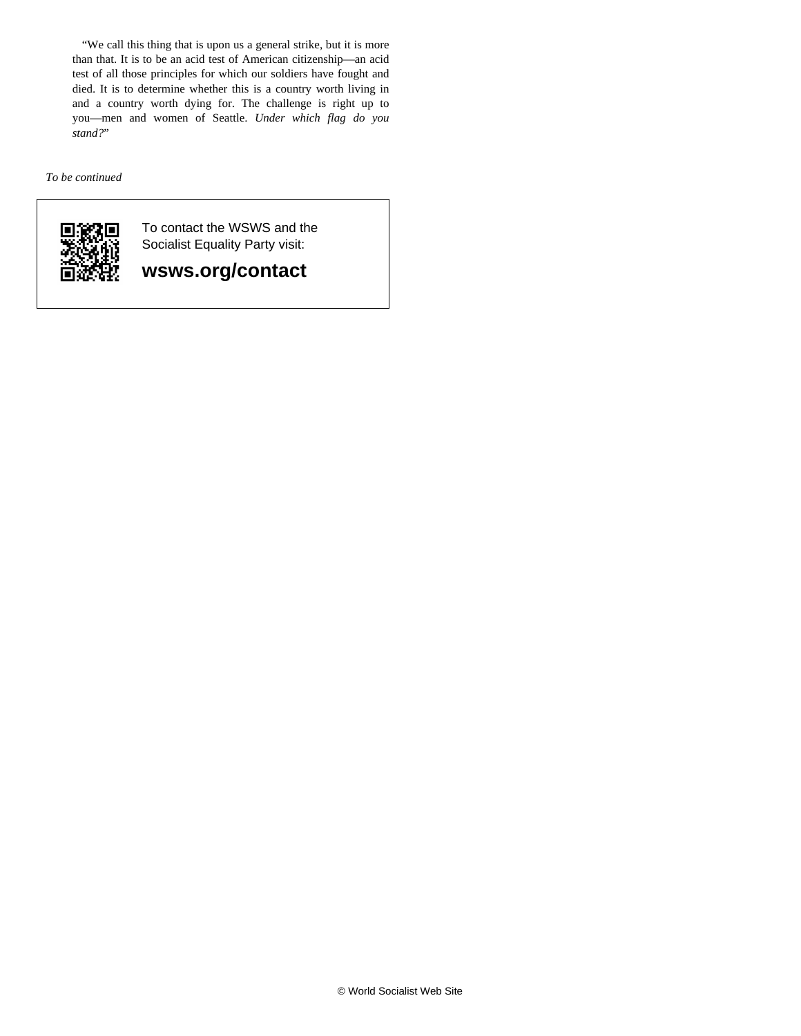> "We call this thing that is upon us a general strike, but it is more than that. It is to be an acid test of American citizenship—an acid test of all those principles for which our soldiers have fought and died. It is to determine whether this is a country worth living in and a country worth dying for. The challenge is right up to you—men and women of Seattle. *Under which flag do you stand?*"

*To be continued*

To contact the WSWS and the Socialist Equality Party visit:

**wsws.org/contact**